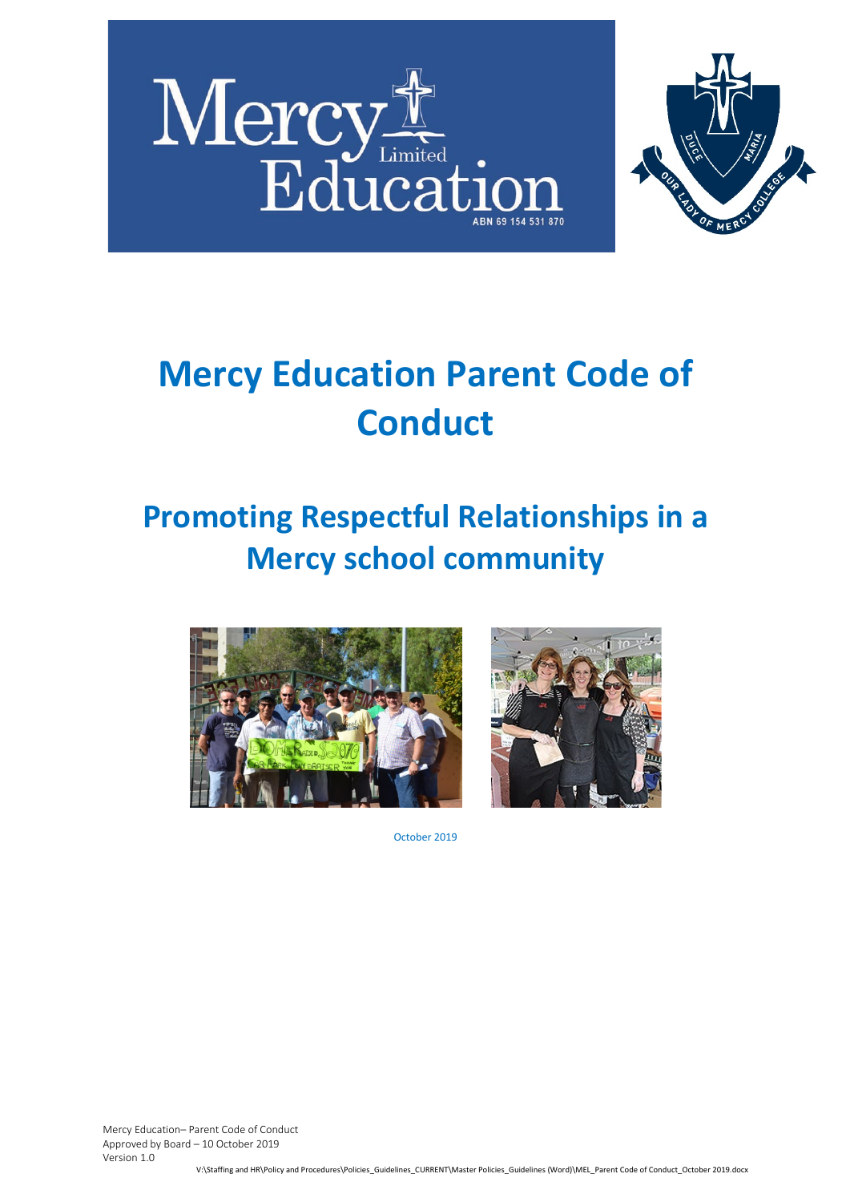# Mercy Education Parent Code of Conduct

## Promoting Respectful Relationships in a Mercy school community

October 2019

Mercy Education– Parent Code of Conduct
Approved by Board – 10 October 2019
Version 1.0

V:\Staffing and HR\Policy and Procedures\Policies_Guidelines_CURRENT\Master Policies_Guidelines (Word)\MEL_Parent Code of Conduct_October 2019.docx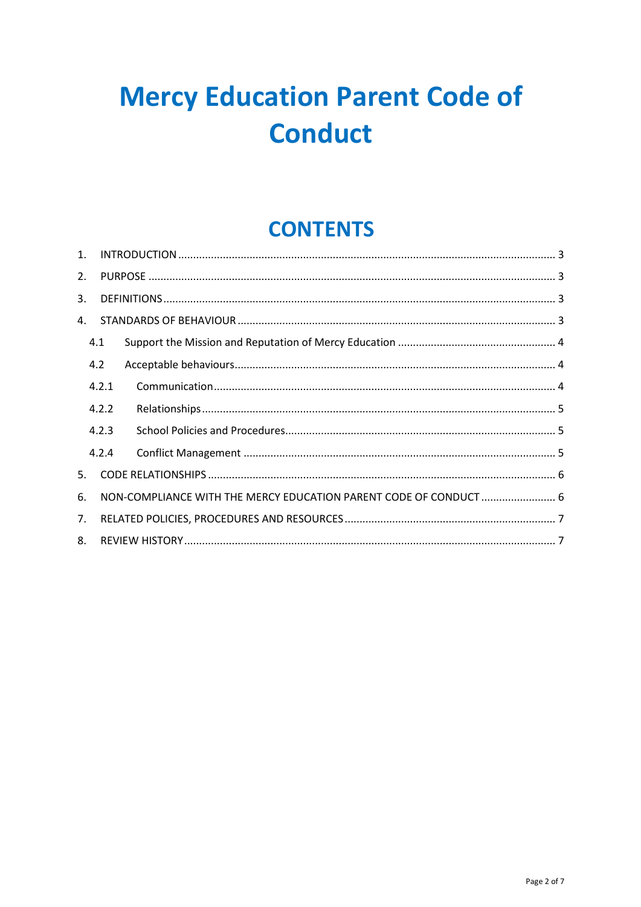# Mercy Education Parent Code of Conduct

## CONTENTS

1. INTRODUCTION ........................................................ 3
2. PURPOSE ........................................................ 3
3. DEFINITIONS ........................................................ 3
4. STANDARDS OF BEHAVIOUR ........................................................ 3
   - 4.1 Support the Mission and Reputation of Mercy Education ........................................................ 4
   - 4.2 Acceptable behaviours ........................................................ 4
     - 4.2.1 Communication ........................................................ 4
     - 4.2.2 Relationships ........................................................ 5
     - 4.2.3 School Policies and Procedures ........................................................ 5
     - 4.2.4 Conflict Management ........................................................ 5
5. CODE RELATIONSHIPS ........................................................ 6
6. NON-COMPLIANCE WITH THE MERCY EDUCATION PARENT CODE OF CONDUCT ........................................................ 6
7. RELATED POLICIES, PROCEDURES AND RESOURCES ........................................................ 7
8. REVIEW HISTORY ........................................................ 7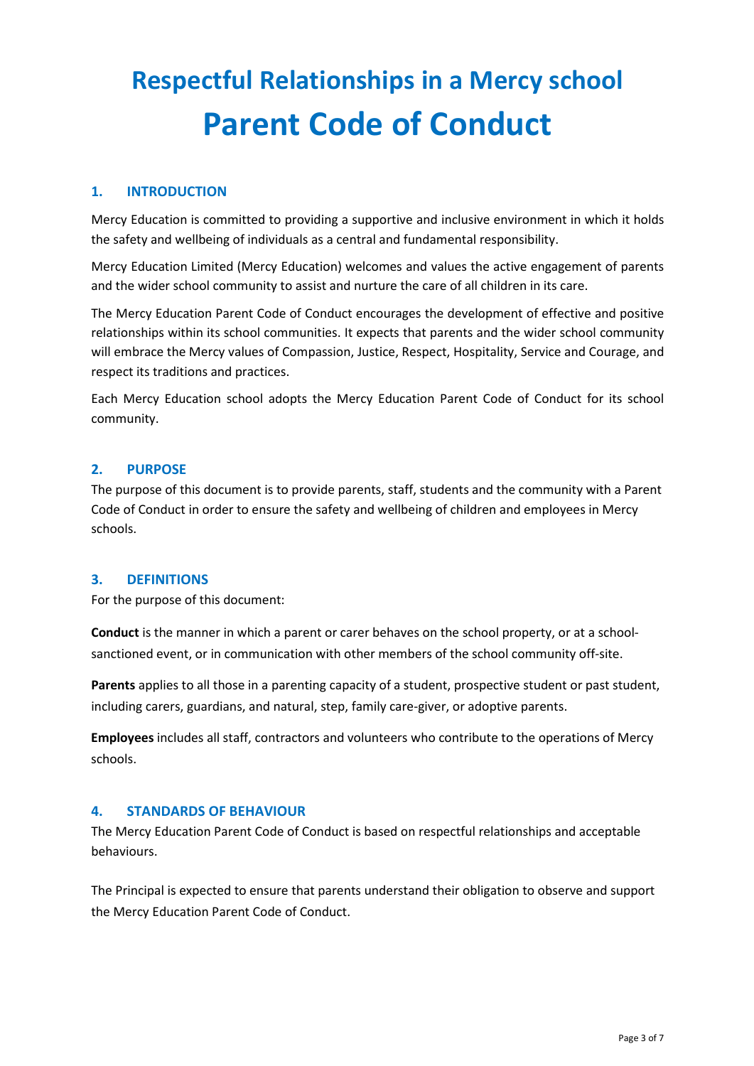# Respectful Relationships in a Mercy school
# Parent Code of Conduct

## 1. INTRODUCTION

Mercy Education is committed to providing a supportive and inclusive environment in which it holds the safety and wellbeing of individuals as a central and fundamental responsibility.

Mercy Education Limited (Mercy Education) welcomes and values the active engagement of parents and the wider school community to assist and nurture the care of all children in its care.

The Mercy Education Parent Code of Conduct encourages the development of effective and positive relationships within its school communities. It expects that parents and the wider school community will embrace the Mercy values of Compassion, Justice, Respect, Hospitality, Service and Courage, and respect its traditions and practices.

Each Mercy Education school adopts the Mercy Education Parent Code of Conduct for its school community.

## 2. PURPOSE

The purpose of this document is to provide parents, staff, students and the community with a Parent Code of Conduct in order to ensure the safety and wellbeing of children and employees in Mercy schools.

## 3. DEFINITIONS

For the purpose of this document:

**Conduct** is the manner in which a parent or carer behaves on the school property, or at a school-sanctioned event, or in communication with other members of the school community off-site.

**Parents** applies to all those in a parenting capacity of a student, prospective student or past student, including carers, guardians, and natural, step, family care-giver, or adoptive parents.

**Employees** includes all staff, contractors and volunteers who contribute to the operations of Mercy schools.

## 4. STANDARDS OF BEHAVIOUR

The Mercy Education Parent Code of Conduct is based on respectful relationships and acceptable behaviours.

The Principal is expected to ensure that parents understand their obligation to observe and support the Mercy Education Parent Code of Conduct.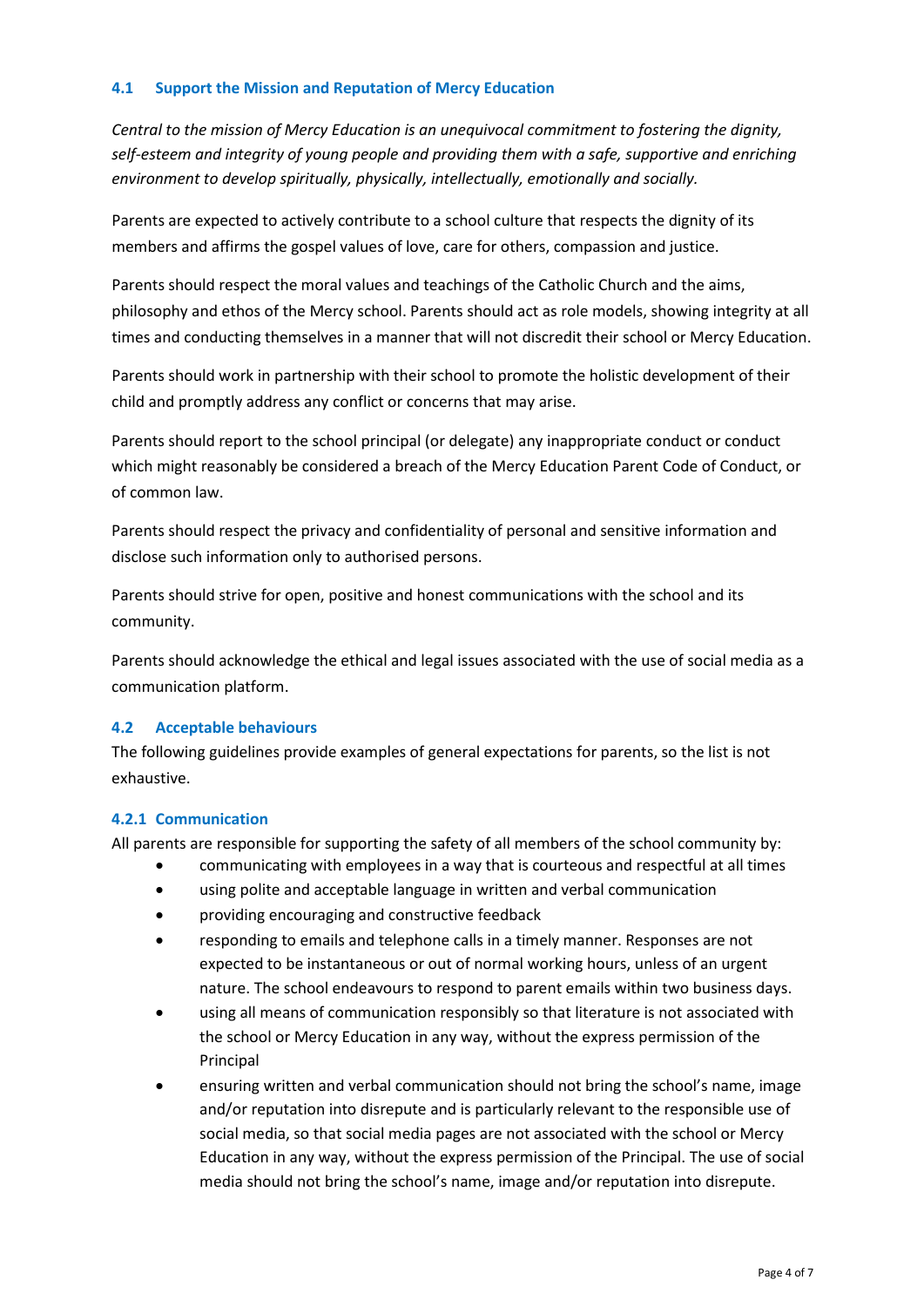### 4.1 Support the Mission and Reputation of Mercy Education

*Central to the mission of Mercy Education is an unequivocal commitment to fostering the dignity, self-esteem and integrity of young people and providing them with a safe, supportive and enriching environment to develop spiritually, physically, intellectually, emotionally and socially.*

Parents are expected to actively contribute to a school culture that respects the dignity of its members and affirms the gospel values of love, care for others, compassion and justice.

Parents should respect the moral values and teachings of the Catholic Church and the aims, philosophy and ethos of the Mercy school. Parents should act as role models, showing integrity at all times and conducting themselves in a manner that will not discredit their school or Mercy Education.

Parents should work in partnership with their school to promote the holistic development of their child and promptly address any conflict or concerns that may arise.

Parents should report to the school principal (or delegate) any inappropriate conduct or conduct which might reasonably be considered a breach of the Mercy Education Parent Code of Conduct, or of common law.

Parents should respect the privacy and confidentiality of personal and sensitive information and disclose such information only to authorised persons.

Parents should strive for open, positive and honest communications with the school and its community.

Parents should acknowledge the ethical and legal issues associated with the use of social media as a communication platform.

### 4.2 Acceptable behaviours

The following guidelines provide examples of general expectations for parents, so the list is not exhaustive.

#### 4.2.1 Communication

All parents are responsible for supporting the safety of all members of the school community by:

- communicating with employees in a way that is courteous and respectful at all times
- using polite and acceptable language in written and verbal communication
- providing encouraging and constructive feedback
- responding to emails and telephone calls in a timely manner. Responses are not expected to be instantaneous or out of normal working hours, unless of an urgent nature. The school endeavours to respond to parent emails within two business days.
- using all means of communication responsibly so that literature is not associated with the school or Mercy Education in any way, without the express permission of the Principal
- ensuring written and verbal communication should not bring the school's name, image and/or reputation into disrepute and is particularly relevant to the responsible use of social media, so that social media pages are not associated with the school or Mercy Education in any way, without the express permission of the Principal. The use of social media should not bring the school's name, image and/or reputation into disrepute.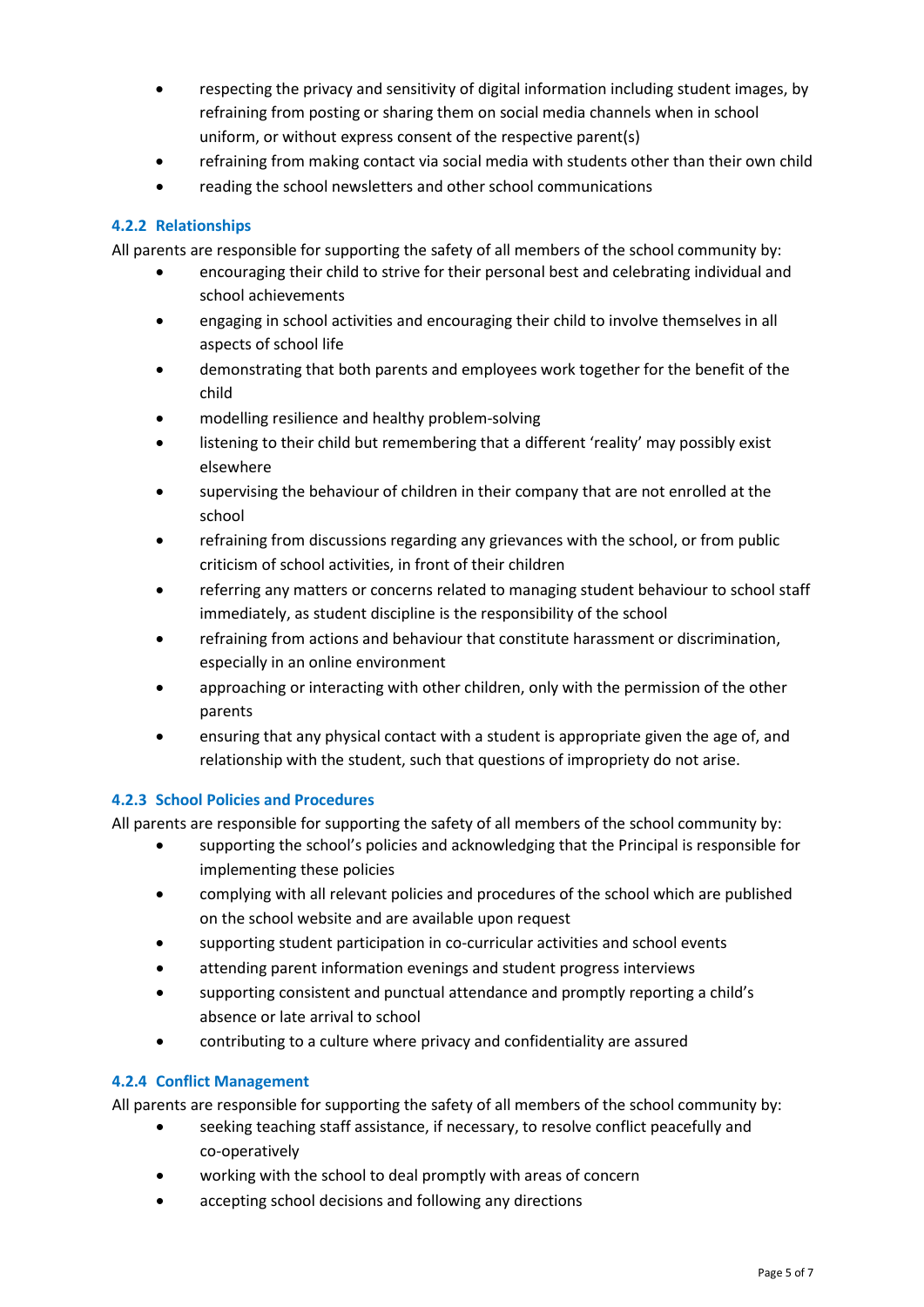- respecting the privacy and sensitivity of digital information including student images, by refraining from posting or sharing them on social media channels when in school uniform, or without express consent of the respective parent(s)
- refraining from making contact via social media with students other than their own child
- reading the school newsletters and other school communications

#### 4.2.2 Relationships

All parents are responsible for supporting the safety of all members of the school community by:

- encouraging their child to strive for their personal best and celebrating individual and school achievements
- engaging in school activities and encouraging their child to involve themselves in all aspects of school life
- demonstrating that both parents and employees work together for the benefit of the child
- modelling resilience and healthy problem-solving
- listening to their child but remembering that a different 'reality' may possibly exist elsewhere
- supervising the behaviour of children in their company that are not enrolled at the school
- refraining from discussions regarding any grievances with the school, or from public criticism of school activities, in front of their children
- referring any matters or concerns related to managing student behaviour to school staff immediately, as student discipline is the responsibility of the school
- refraining from actions and behaviour that constitute harassment or discrimination, especially in an online environment
- approaching or interacting with other children, only with the permission of the other parents
- ensuring that any physical contact with a student is appropriate given the age of, and relationship with the student, such that questions of impropriety do not arise.

#### 4.2.3 School Policies and Procedures

All parents are responsible for supporting the safety of all members of the school community by:

- supporting the school's policies and acknowledging that the Principal is responsible for implementing these policies
- complying with all relevant policies and procedures of the school which are published on the school website and are available upon request
- supporting student participation in co-curricular activities and school events
- attending parent information evenings and student progress interviews
- supporting consistent and punctual attendance and promptly reporting a child's absence or late arrival to school
- contributing to a culture where privacy and confidentiality are assured

#### 4.2.4 Conflict Management

All parents are responsible for supporting the safety of all members of the school community by:

- seeking teaching staff assistance, if necessary, to resolve conflict peacefully and co-operatively
- working with the school to deal promptly with areas of concern
- accepting school decisions and following any directions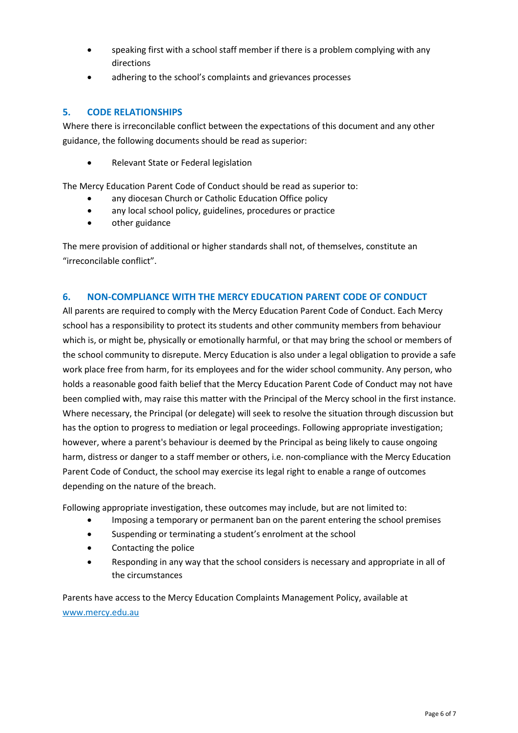- speaking first with a school staff member if there is a problem complying with any directions
- adhering to the school's complaints and grievances processes

## 5. CODE RELATIONSHIPS

Where there is irreconcilable conflict between the expectations of this document and any other guidance, the following documents should be read as superior:

- Relevant State or Federal legislation

The Mercy Education Parent Code of Conduct should be read as superior to:

- any diocesan Church or Catholic Education Office policy
- any local school policy, guidelines, procedures or practice
- other guidance

The mere provision of additional or higher standards shall not, of themselves, constitute an "irreconcilable conflict".

## 6. NON-COMPLIANCE WITH THE MERCY EDUCATION PARENT CODE OF CONDUCT

All parents are required to comply with the Mercy Education Parent Code of Conduct. Each Mercy school has a responsibility to protect its students and other community members from behaviour which is, or might be, physically or emotionally harmful, or that may bring the school or members of the school community to disrepute. Mercy Education is also under a legal obligation to provide a safe work place free from harm, for its employees and for the wider school community. Any person, who holds a reasonable good faith belief that the Mercy Education Parent Code of Conduct may not have been complied with, may raise this matter with the Principal of the Mercy school in the first instance. Where necessary, the Principal (or delegate) will seek to resolve the situation through discussion but has the option to progress to mediation or legal proceedings. Following appropriate investigation; however, where a parent's behaviour is deemed by the Principal as being likely to cause ongoing harm, distress or danger to a staff member or others, i.e. non-compliance with the Mercy Education Parent Code of Conduct, the school may exercise its legal right to enable a range of outcomes depending on the nature of the breach.

Following appropriate investigation, these outcomes may include, but are not limited to:

- Imposing a temporary or permanent ban on the parent entering the school premises
- Suspending or terminating a student's enrolment at the school
- Contacting the police
- Responding in any way that the school considers is necessary and appropriate in all of the circumstances

Parents have access to the Mercy Education Complaints Management Policy, available at [www.mercy.edu.au](http://www.mercy.edu.au)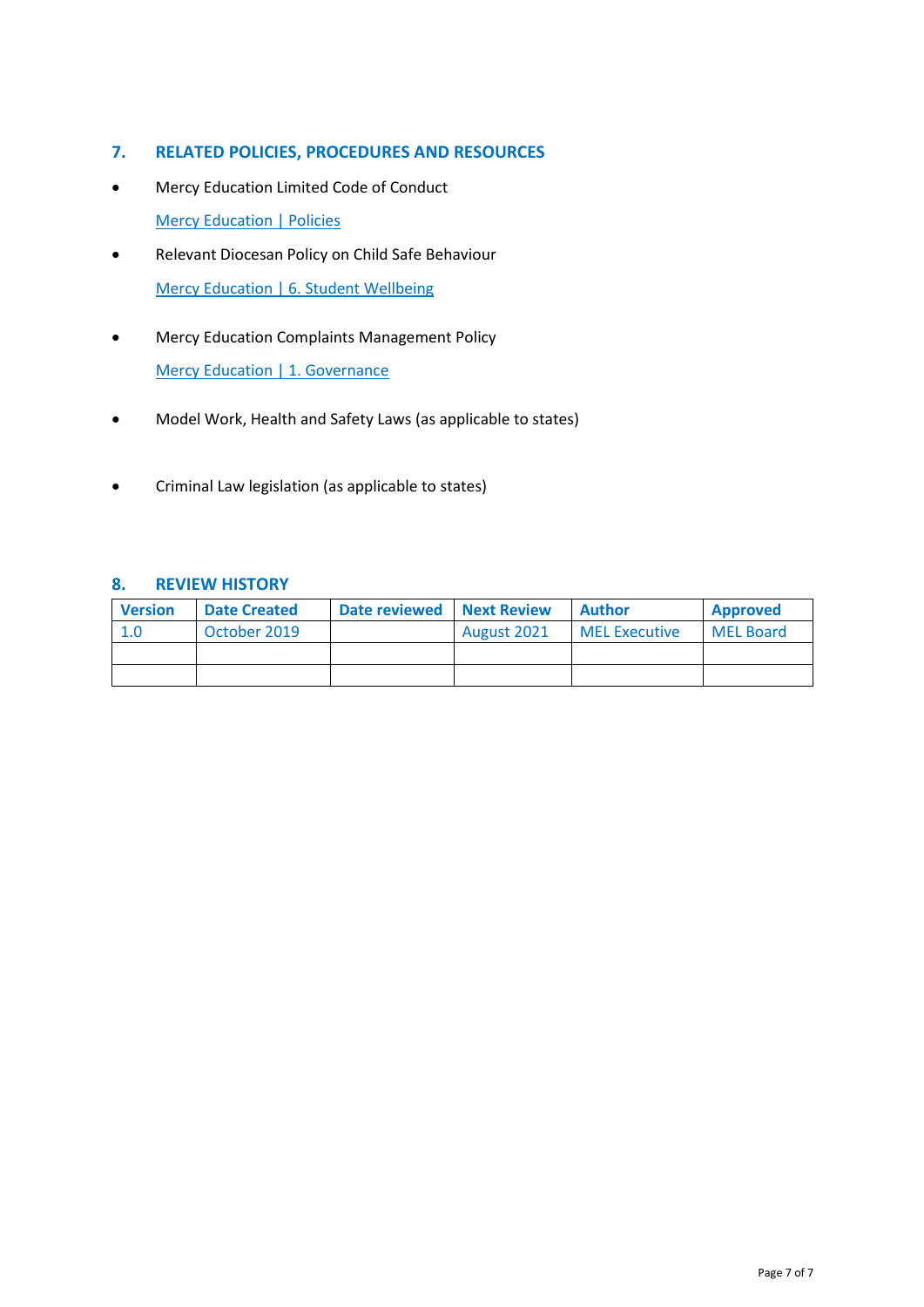## 7. RELATED POLICIES, PROCEDURES AND RESOURCES

- Mercy Education Limited Code of Conduct

  Mercy Education | Policies

- Relevant Diocesan Policy on Child Safe Behaviour

  Mercy Education | 6. Student Wellbeing

- Mercy Education Complaints Management Policy

  Mercy Education | 1. Governance

- Model Work, Health and Safety Laws (as applicable to states)

- Criminal Law legislation (as applicable to states)

## 8. REVIEW HISTORY

| Version | Date Created | Date reviewed | Next Review | Author | Approved |
|---|---|---|---|---|---|
| 1.0 | October 2019 | | August 2021 | MEL Executive | MEL Board |
| | | | | | |
| | | | | | |